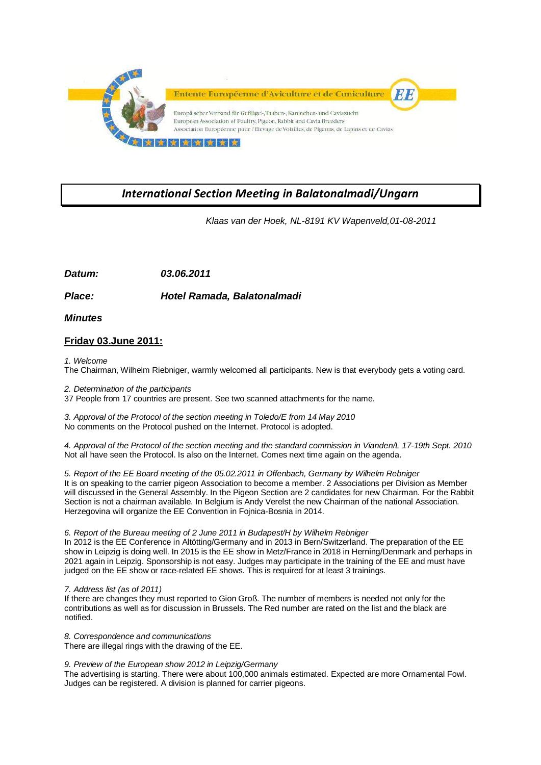Entente Européenne d'Aviculture et de Cuniculture **EE**

Europäischer Verband für Geflügel-, Tauben-, Kaninchen- und Caviazucht
European Association of Poultry, Pigeon, Rabbit and Cavia Breeders
Association Européenne pour l'Elevage de Volailles, de Pigeons, de Lapins et de Cavias

# *International Section Meeting in Balatonalmadi/Ungarn*

*Klaas van der Hoek, NL-8191 KV Wapenveld,01-08-2011*

***Datum:*** ***03.06.2011***

***Place:*** ***Hotel Ramada, Balatonalmadi***

***Minutes***

## Friday 03.June 2011:

*1. Welcome*
The Chairman, Wilhelm Riebniger, warmly welcomed all participants. New is that everybody gets a voting card.

*2. Determination of the participants*
37 People from 17 countries are present. See two scanned attachments for the name.

*3. Approval of the Protocol of the section meeting in Toledo/E from 14 May 2010*
No comments on the Protocol pushed on the Internet. Protocol is adopted.

*4. Approval of the Protocol of the section meeting and the standard commission in Vianden/L 17-19th Sept. 2010*
Not all have seen the Protocol. Is also on the Internet. Comes next time again on the agenda.

*5. Report of the EE Board meeting of the 05.02.2011 in Offenbach, Germany by Wilhelm Rebniger*
It is on speaking to the carrier pigeon Association to become a member. 2 Associations per Division as Member will discussed in the General Assembly. In the Pigeon Section are 2 candidates for new Chairman. For the Rabbit Section is not a chairman available. In Belgium is Andy Verelst the new Chairman of the national Association. Herzegovina will organize the EE Convention in Fojnica-Bosnia in 2014.

*6. Report of the Bureau meeting of 2 June 2011 in Budapest/H by Wilhelm Rebniger*
In 2012 is the EE Conference in Altötting/Germany and in 2013 in Bern/Switzerland. The preparation of the EE show in Leipzig is doing well. In 2015 is the EE show in Metz/France in 2018 in Herning/Denmark and perhaps in 2021 again in Leipzig. Sponsorship is not easy. Judges may participate in the training of the EE and must have judged on the EE show or race-related EE shows. This is required for at least 3 trainings.

*7. Address list (as of 2011)*
If there are changes they must reported to Gion Groß. The number of members is needed not only for the contributions as well as for discussion in Brussels. The Red number are rated on the list and the black are notified.

*8. Correspondence and communications*
There are illegal rings with the drawing of the EE.

*9. Preview of the European show 2012 in Leipzig/Germany*
The advertising is starting. There were about 100,000 animals estimated. Expected are more Ornamental Fowl. Judges can be registered. A division is planned for carrier pigeons.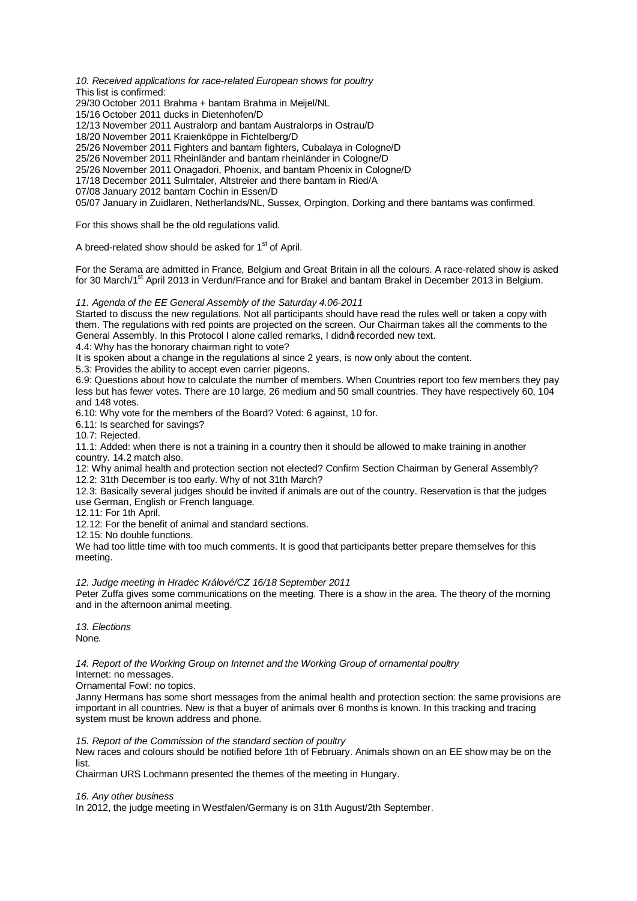*10. Received applications for race-related European shows for poultry*

This list is confirmed:
29/30 October 2011 Brahma + bantam Brahma in Meijel/NL
15/16 October 2011 ducks in Dietenhofen/D
12/13 November 2011 Australorp and bantam Australorps in Ostrau/D
18/20 November 2011 Kraienköppe in Fichtelberg/D
25/26 November 2011 Fighters and bantam fighters, Cubalaya in Cologne/D
25/26 November 2011 Rheinländer and bantam rheinländer in Cologne/D
25/26 November 2011 Onagadori, Phoenix, and bantam Phoenix in Cologne/D
17/18 December 2011 Sulmtaler, Altstreier and there bantam in Ried/A
07/08 January 2012 bantam Cochin in Essen/D
05/07 January in Zuidlaren, Netherlands/NL, Sussex, Orpington, Dorking and there bantams was confirmed.

For this shows shall be the old regulations valid.

A breed-related show should be asked for 1st of April.

For the Serama are admitted in France, Belgium and Great Britain in all the colours. A race-related show is asked for 30 March/1st April 2013 in Verdun/France and for Brakel and bantam Brakel in December 2013 in Belgium.

*11. Agenda of the EE General Assembly of the Saturday 4.06-2011*

Started to discuss the new regulations. Not all participants should have read the rules well or taken a copy with them. The regulations with red points are projected on the screen. Our Chairman takes all the comments to the General Assembly. In this Protocol I alone called remarks, I didn't recorded new text.

4.4: Why has the honorary chairman right to vote?

It is spoken about a change in the regulations al since 2 years, is now only about the content.

5.3: Provides the ability to accept even carrier pigeons.

6.9: Questions about how to calculate the number of members. When Countries report too few members they pay less but has fewer votes. There are 10 large, 26 medium and 50 small countries. They have respectively 60, 104 and 148 votes.

6.10: Why vote for the members of the Board? Voted: 6 against, 10 for.

6.11: Is searched for savings?

10.7: Rejected.

11.1: Added: when there is not a training in a country then it should be allowed to make training in another country. 14.2 match also.

12: Why animal health and protection section not elected? Confirm Section Chairman by General Assembly?

12.2: 31th December is too early. Why of not 31th March?

12.3: Basically several judges should be invited if animals are out of the country. Reservation is that the judges use German, English or French language.

12.11: For 1th April.

12.12: For the benefit of animal and standard sections.

12.15: No double functions.

We had too little time with too much comments. It is good that participants better prepare themselves for this meeting.

*12. Judge meeting in Hradec Králové/CZ 16/18 September 2011*

Peter Zuffa gives some communications on the meeting. There is a show in the area. The theory of the morning and in the afternoon animal meeting.

*13. Elections*

None.

*14. Report of the Working Group on Internet and the Working Group of ornamental poultry*

Internet: no messages.

Ornamental Fowl: no topics.

Janny Hermans has some short messages from the animal health and protection section: the same provisions are important in all countries. New is that a buyer of animals over 6 months is known. In this tracking and tracing system must be known address and phone.

*15. Report of the Commission of the standard section of poultry*

New races and colours should be notified before 1th of February. Animals shown on an EE show may be on the list.

Chairman URS Lochmann presented the themes of the meeting in Hungary.

*16. Any other business*

In 2012, the judge meeting in Westfalen/Germany is on 31th August/2th September.